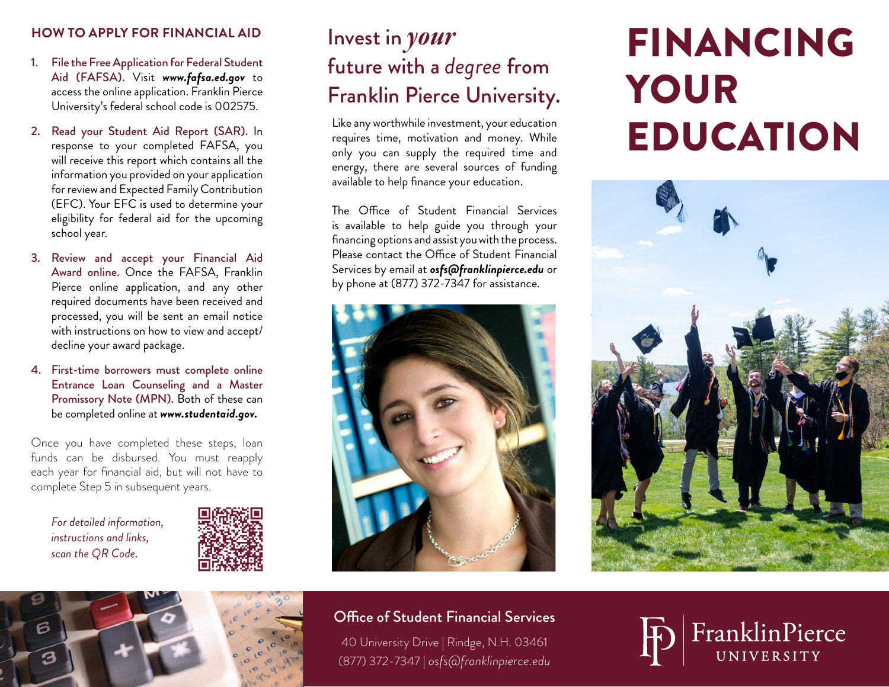# FINANCING YOUR EDUCATION

## Invent in *your* future with a *degree* from Franklin Pierce University.

Like any worthwhile investment, your education requires time, motivation and money. While only you can supply the required time and energy, there are several sources of funding available to help finance your education.

The Office of Student Financial Services is available to help guide you through your financing options and assist you with the process. Please contact the Office of Student Financial Services by email at ***osfs@franklinpierce.edu*** or by phone at (877) 372-7347 for assistance.

## HOW TO APPLY FOR FINANCIAL AID

1. **File the Free Application for Federal Student Aid (FAFSA).** Visit ***www.fafsa.ed.gov*** to access the online application. Franklin Pierce University's federal school code is 002575.
2. **Read your Student Aid Report (SAR).** In response to your completed FAFSA, you will receive this report which contains all the information you provided on your application for review and Expected Family Contribution (EFC). Your EFC is used to determine your eligibility for federal aid for the upcoming school year.
3. **Review and accept your Financial Aid Award online.** Once the FAFSA, Franklin Pierce online application, and any other required documents have been received and processed, you will be sent an email notice with instructions on how to view and accept/decline your award package.
4. **First-time borrowers must complete online Entrance Loan Counseling and a Master Promissory Note (MPN).** Both of these can be completed online at ***www.studentaid.gov.***

Once you have completed these steps, loan funds can be disbursed. You must reapply each year for financial aid, but will not have to complete Step 5 in subsequent years.

*For detailed information, instructions and links, scan the QR Code.*

**Office of Student Financial Services**

40 University Drive | Rindge, N.H. 03461
(877) 372-7347 | *osfs@franklinpierce.edu*

FranklinPierce UNIVERSITY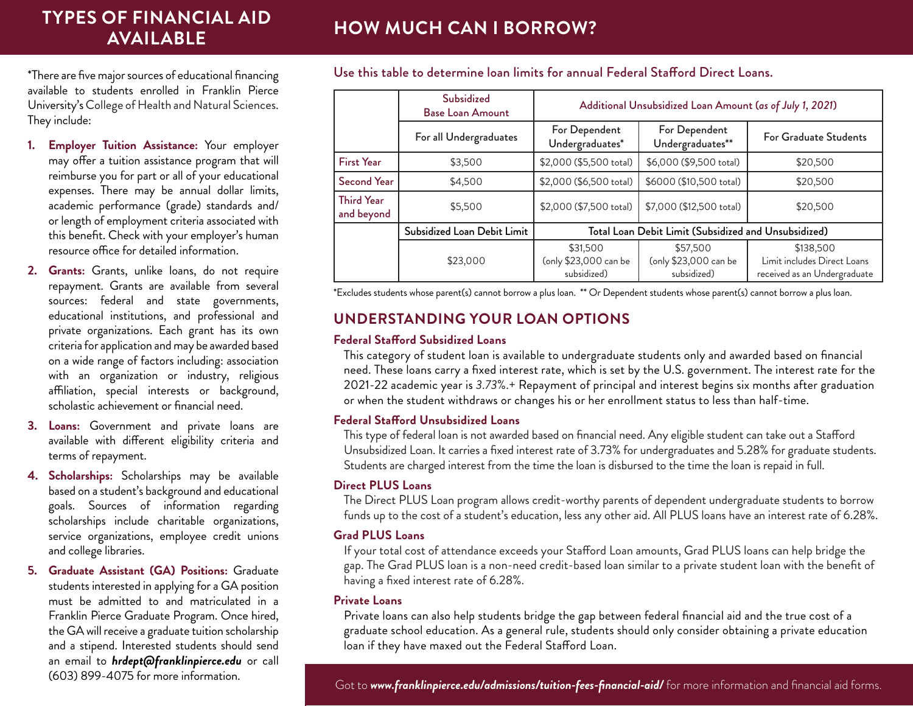## TYPES OF FINANCIAL AID AVAILABLE

*There are five major sources of educational financing available to students enrolled in Franklin Pierce University's College of Health and Natural Sciences. They include:

1. **Employer Tuition Assistance:** Your employer may offer a tuition assistance program that will reimburse you for part or all of your educational expenses. There may be annual dollar limits, academic performance (grade) standards and/or length of employment criteria associated with this benefit. Check with your employer's human resource office for detailed information.
2. **Grants:** Grants, unlike loans, do not require repayment. Grants are available from several sources: federal and state governments, educational institutions, and professional and private organizations. Each grant has its own criteria for application and may be awarded based on a wide range of factors including: association with an organization or industry, religious affiliation, special interests or background, scholastic achievement or financial need.
3. **Loans:** Government and private loans are available with different eligibility criteria and terms of repayment.
4. **Scholarships:** Scholarships may be available based on a student's background and educational goals. Sources of information regarding scholarships include charitable organizations, service organizations, employee credit unions and college libraries.
5. **Graduate Assistant (GA) Positions:** Graduate students interested in applying for a GA position must be admitted to and matriculated in a Franklin Pierce Graduate Program. Once hired, the GA will receive a graduate tuition scholarship and a stipend. Interested students should send an email to ***hrdept@franklinpierce.edu*** or call (603) 899-4075 for more information.

## HOW MUCH CAN I BORROW?

Use this table to determine loan limits for annual Federal Stafford Direct Loans.

| | Subsidized Base Loan Amount | Additional Unsubsidized Loan Amount (*as of July 1, 2021*) | | |
|---|---|---|---|---|
| | For all Undergraduates | For Dependent Undergraduates* | For Dependent Undergraduates** | For Graduate Students |
| First Year | $3,500 | $2,000 ($5,500 total) | $6,000 ($9,500 total) | $20,500 |
| Second Year | $4,500 | $2,000 ($6,500 total) | $6000 ($10,500 total) | $20,500 |
| Third Year and beyond | $5,500 | $2,000 ($7,500 total) | $7,000 ($12,500 total) | $20,500 |
| | Subsidized Loan Debit Limit | Total Loan Debit Limit (Subsidized and Unsubsidized) | | |
| | $23,000 | $31,500 (only $23,000 can be subsidized) | $57,500 (only $23,000 can be subsidized) | $138,500 Limit includes Direct Loans received as an Undergraduate |

*Excludes students whose parent(s) cannot borrow a plus loan. ** Or Dependent students whose parent(s) cannot borrow a plus loan.

## UNDERSTANDING YOUR LOAN OPTIONS

### Federal Stafford Subsidized Loans

This category of student loan is available to undergraduate students only and awarded based on financial need. These loans carry a fixed interest rate, which is set by the U.S. government. The interest rate for the 2021-22 academic year is *3.73%*.+ Repayment of principal and interest begins six months after graduation or when the student withdraws or changes his or her enrollment status to less than half-time.

### Federal Stafford Unsubsidized Loans

This type of federal loan is not awarded based on financial need. Any eligible student can take out a Stafford Unsubsidized Loan. It carries a fixed interest rate of 3.73% for undergraduates and 5.28% for graduate students. Students are charged interest from the time the loan is disbursed to the time the loan is repaid in full.

### Direct PLUS Loans

The Direct PLUS Loan program allows credit-worthy parents of dependent undergraduate students to borrow funds up to the cost of a student's education, less any other aid. All PLUS loans have an interest rate of 6.28%.

### Grad PLUS Loans

If your total cost of attendance exceeds your Stafford Loan amounts, Grad PLUS loans can help bridge the gap. The Grad PLUS loan is a non-need credit-based loan similar to a private student loan with the benefit of having a fixed interest rate of 6.28%.

### Private Loans

Private loans can also help students bridge the gap between federal financial aid and the true cost of a graduate school education. As a general rule, students should only consider obtaining a private education loan if they have maxed out the Federal Stafford Loan.

Got to ***www.franklinpierce.edu/admissions/tuition-fees-financial-aid/*** for more information and financial aid forms.